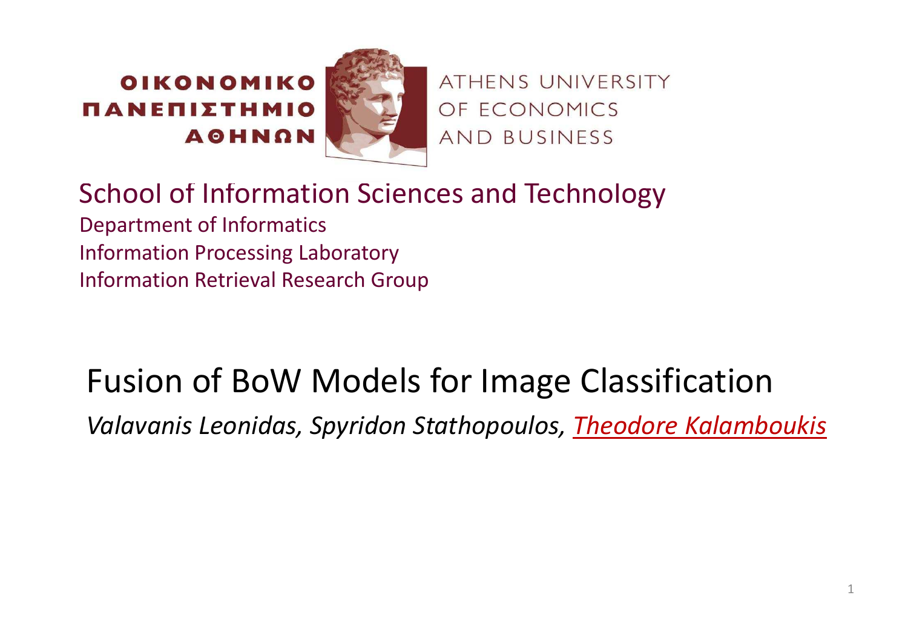ΟΙΚΟΝΟΜΙΚΟ
ΠΑΝΕΠΙΣΤΗΜΙΟ
ΑΘΗΝΩΝ

ATHENS UNIVERSITY
OF ECONOMICS
AND BUSINESS

School of Information Sciences and Technology
Department of Informatics
Information Processing Laboratory
Information Retrieval Research Group

# Fusion of BoW Models for Image Classification

*Valavanis Leonidas, Spyridon Stathopoulos, Theodore Kalamboukis*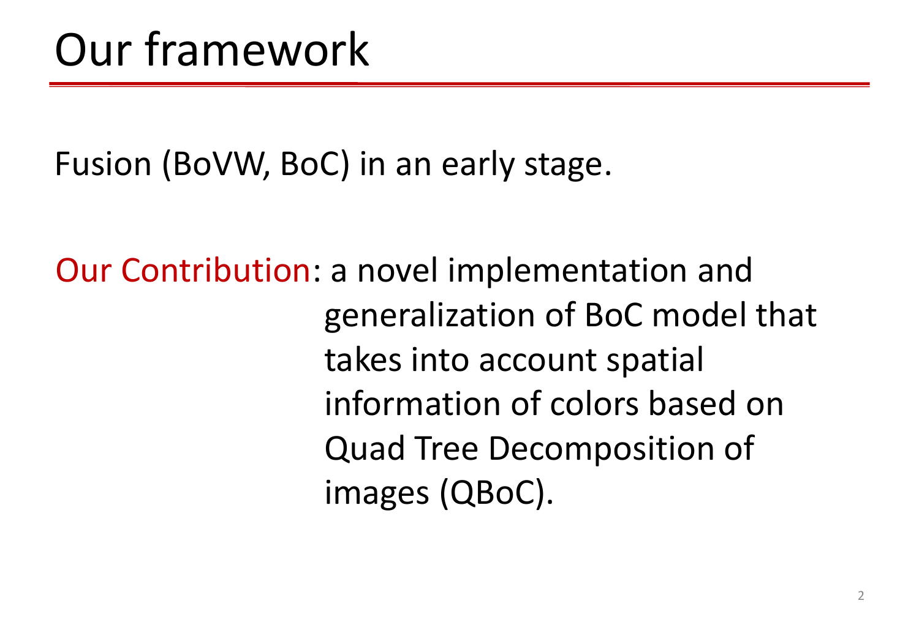# Our framework

Fusion (BoVW, BoC) in an early stage.

Our Contribution: a novel implementation and generalization of BoC model that takes into account spatial information of colors based on Quad Tree Decomposition of images (QBoC).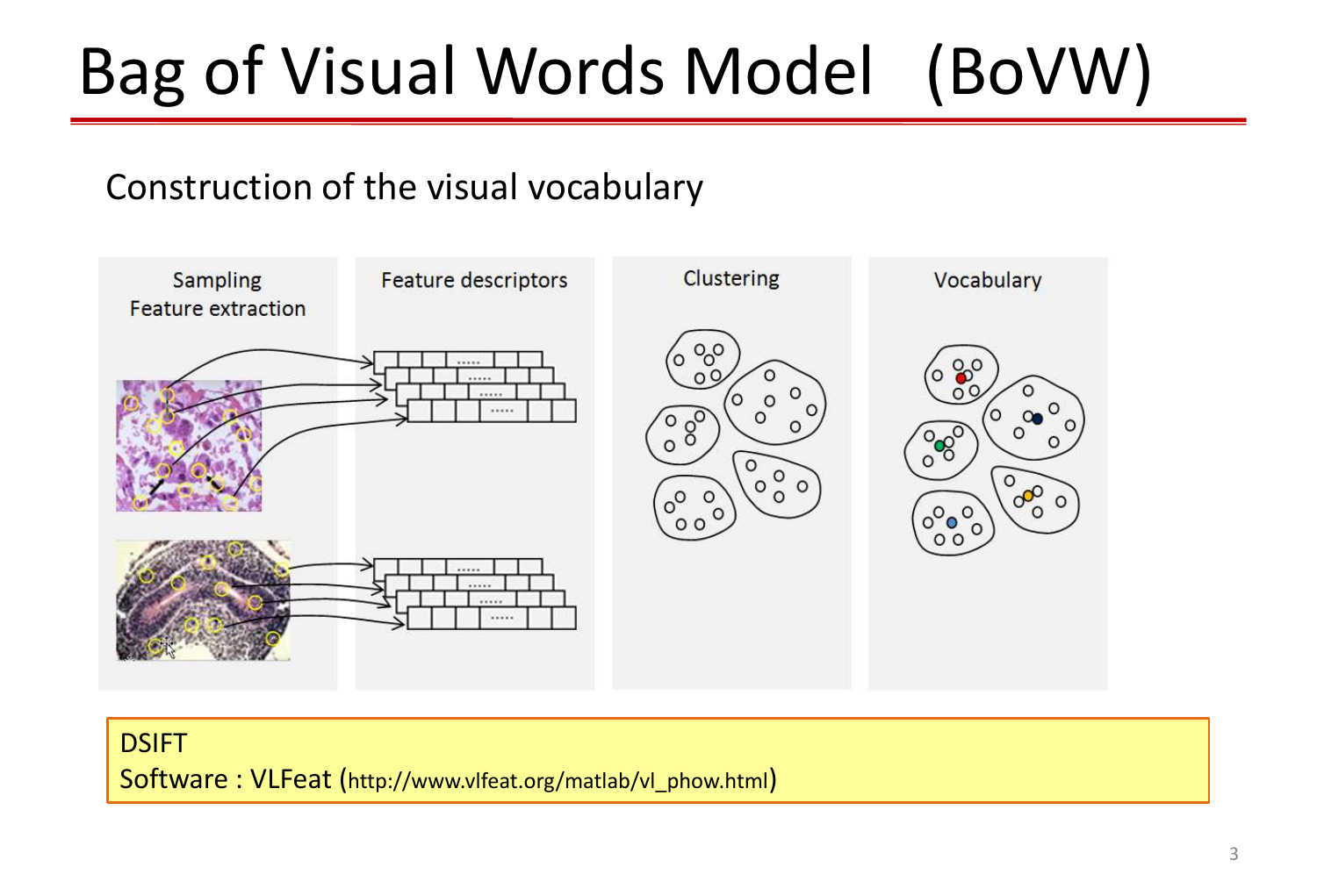# Bag of Visual Words Model (BoVW)

Construction of the visual vocabulary

Sampling
Feature extraction

Feature descriptors

Clustering

Vocabulary

DSIFT
Software : VLFeat (http://www.vlfeat.org/matlab/vl_phow.html)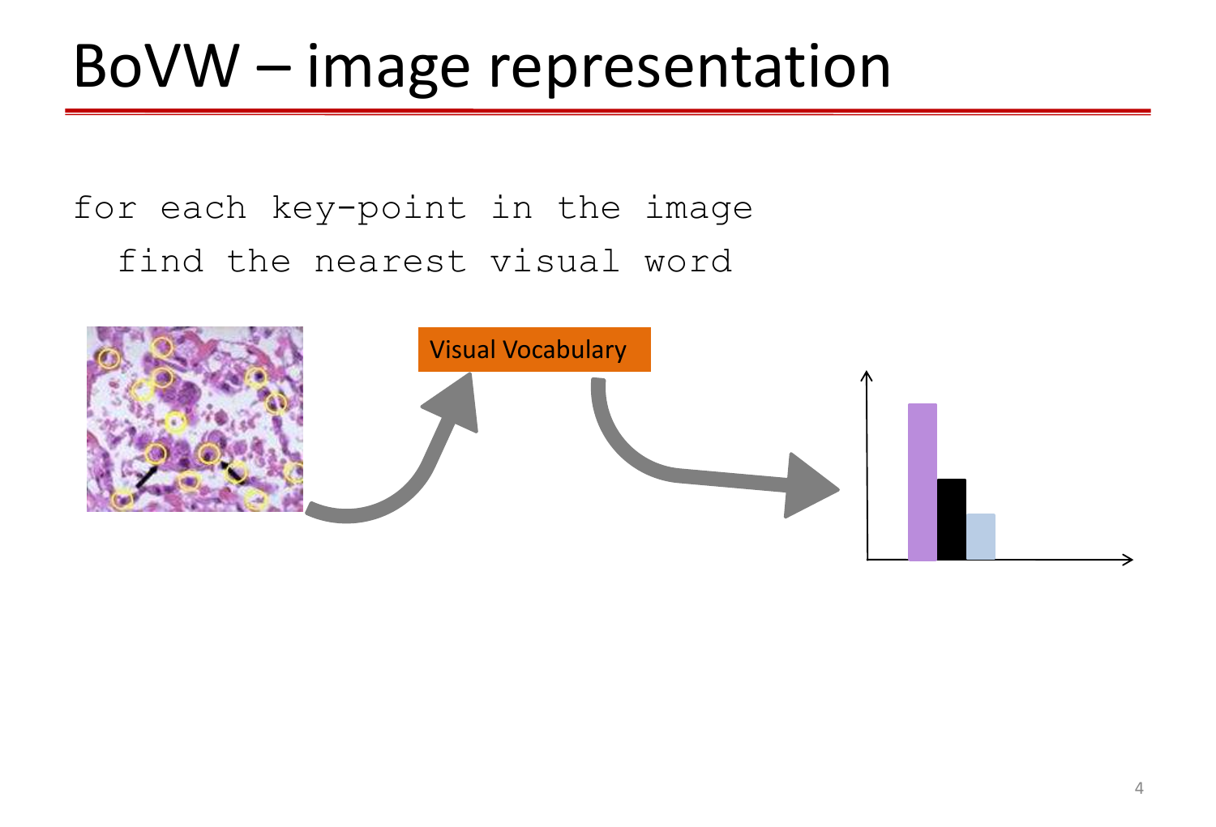# BoVW – image representation

```
for each key-point in the image
  find the nearest visual word
```

Visual Vocabulary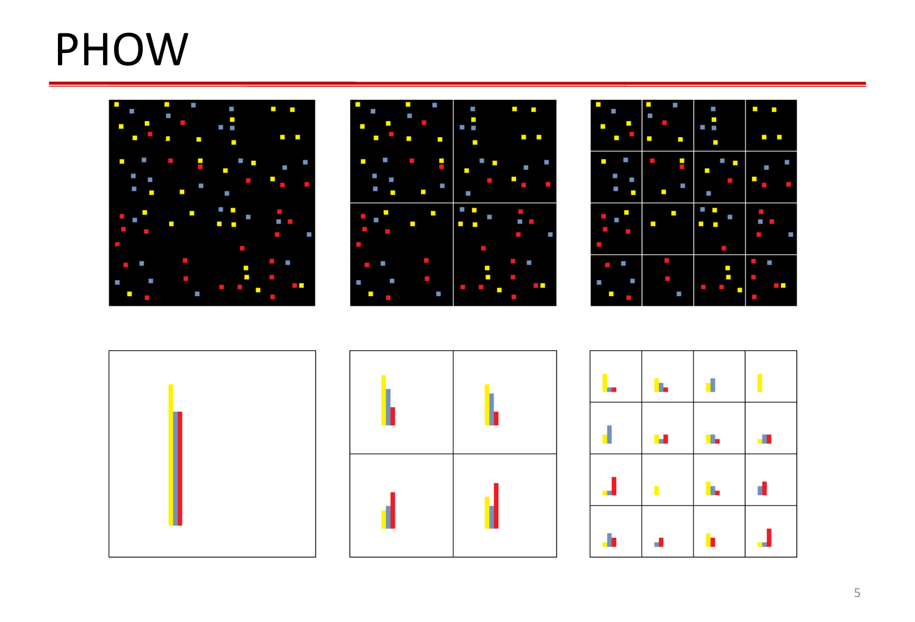# PHOW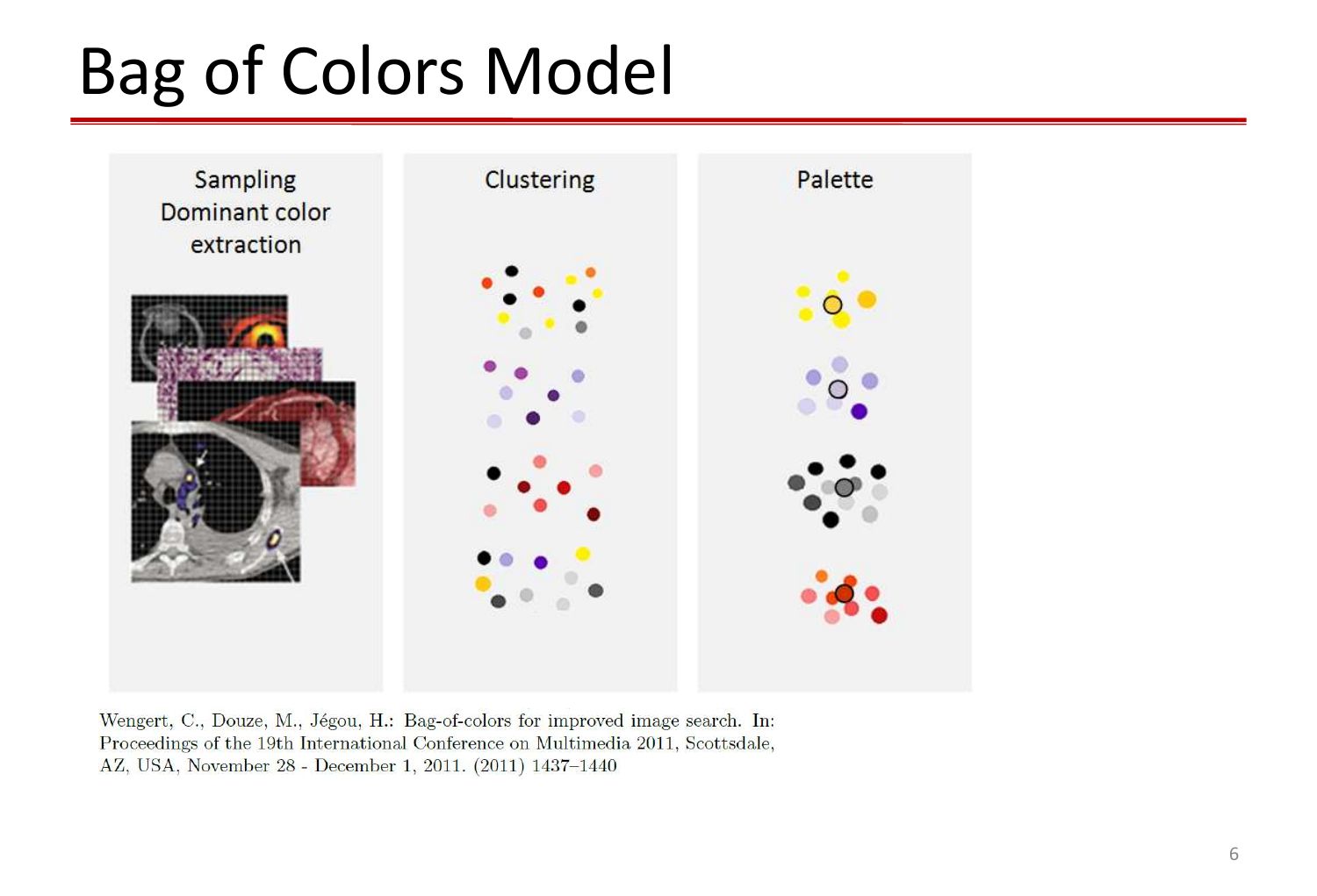# Bag of Colors Model

Sampling Dominant color extraction

Clustering

Palette

Wengert, C., Douze, M., Jégou, H.: Bag-of-colors for improved image search. In: Proceedings of the 19th International Conference on Multimedia 2011, Scottsdale, AZ, USA, November 28 - December 1, 2011. (2011) 1437–1440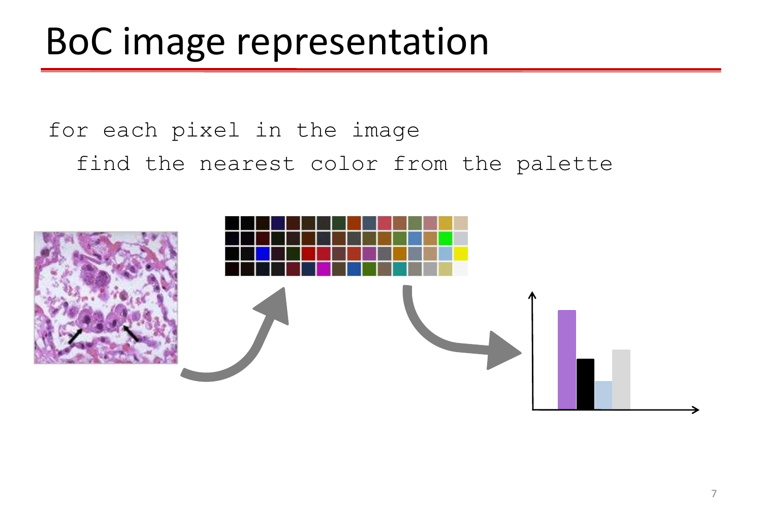# BoC image representation

```
for each pixel in the image
  find the nearest color from the palette
```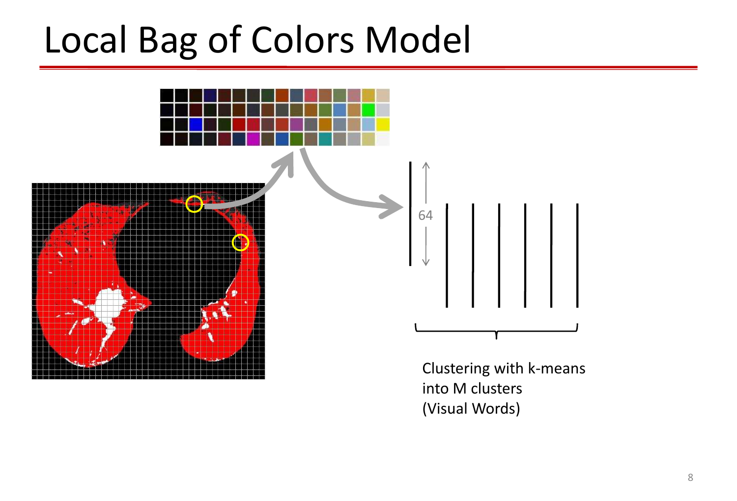# Local Bag of Colors Model

64

Clustering with k-means into M clusters (Visual Words)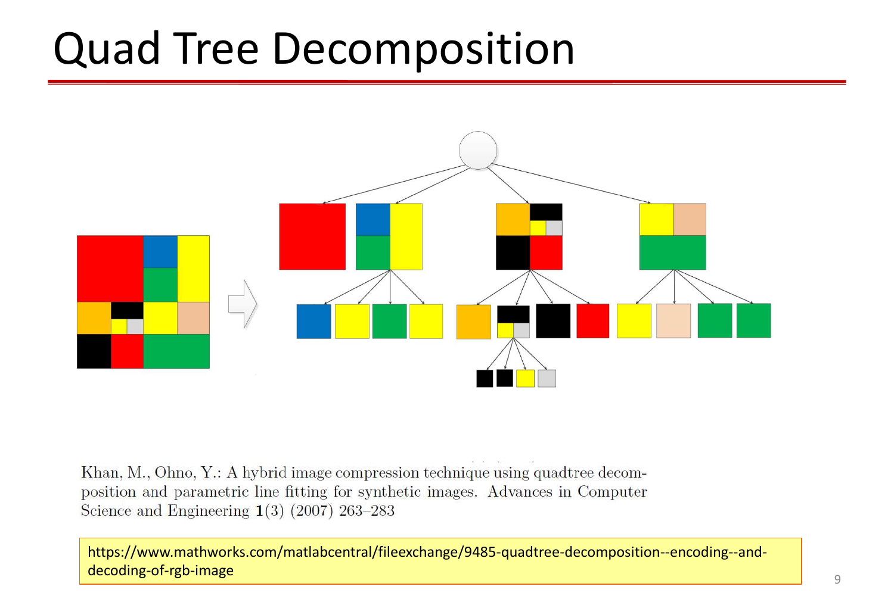# Quad Tree Decomposition

Khan, M., Ohno, Y.: A hybrid image compression technique using quadtree decomposition and parametric line fitting for synthetic images. Advances in Computer Science and Engineering **1**(3) (2007) 263–283

https://www.mathworks.com/matlabcentral/fileexchange/9485-quadtree-decomposition--encoding--and-decoding-of-rgb-image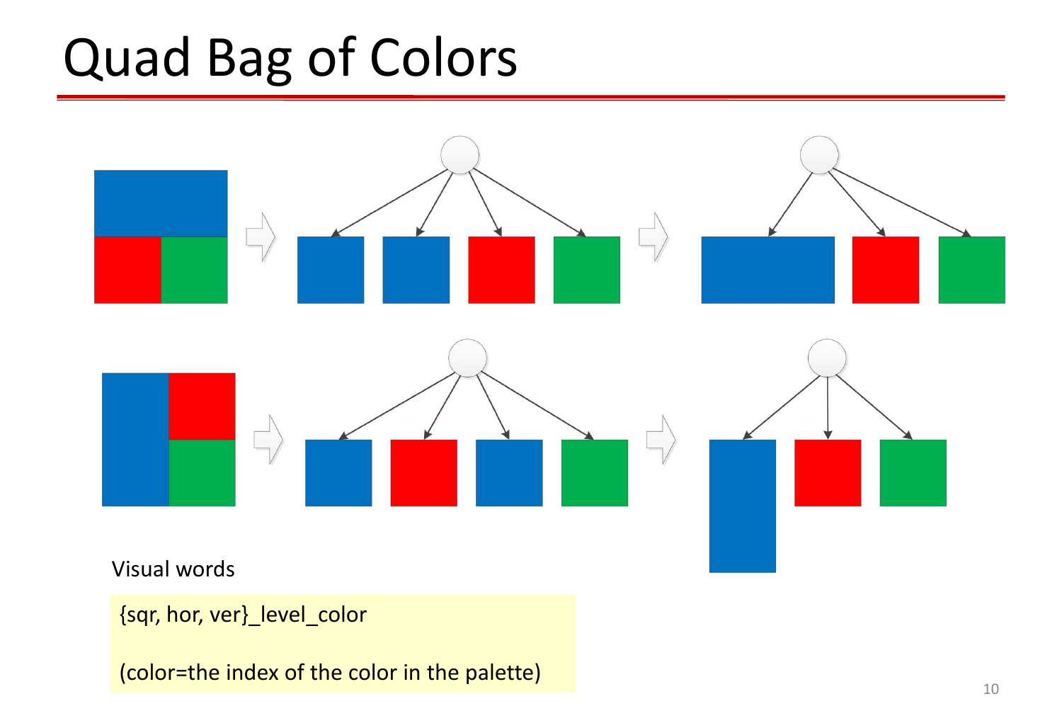# Quad Bag of Colors

Visual words

{sqr, hor, ver}_level_color

(color=the index of the color in the palette)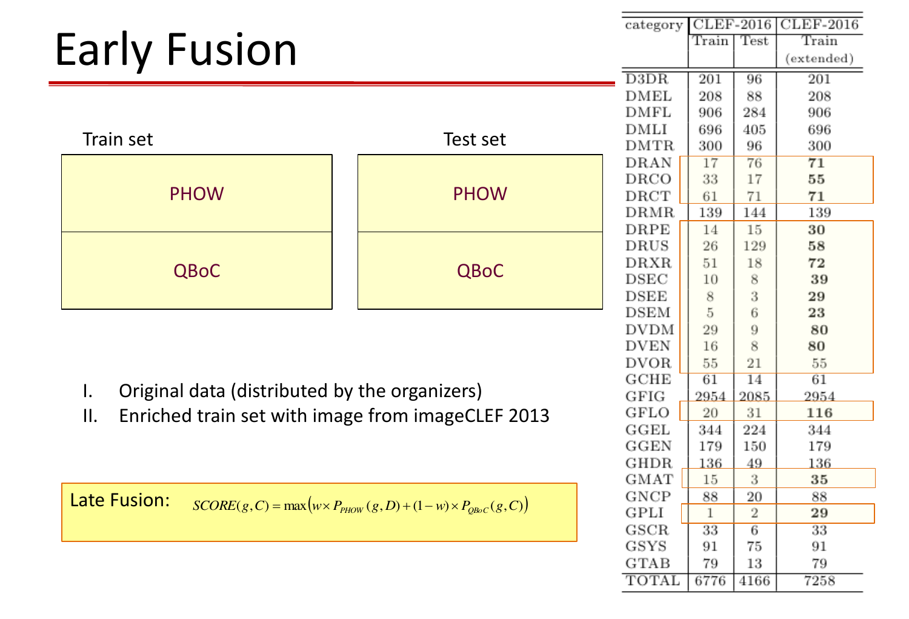# Early Fusion

| Train set | Test set |
|---|---|
| PHOW | PHOW |
| QBoC | QBoC |

I. Original data (distributed by the organizers)
II. Enriched train set with image from imageCLEF 2013

Late Fusion: $SCORE(g,C) = \max\left(w \times P_{PHOW}(g,D) + (1-w) \times P_{QBoC}(g,C)\right)$

| category | CLEF-2016 Train | CLEF-2016 Test | CLEF-2016 Train (extended) |
|---|---|---|---|
| D3DR | 201 | 96 | 201 |
| DMEL | 208 | 88 | 208 |
| DMFL | 906 | 284 | 906 |
| DMLI | 696 | 405 | 696 |
| DMTR | 300 | 96 | 300 |
| DRAN | 17 | 76 | **71** |
| DRCO | 33 | 17 | **55** |
| DRCT | 61 | 71 | **71** |
| DRMR | 139 | 144 | 139 |
| DRPE | 14 | 15 | **30** |
| DRUS | 26 | 129 | **58** |
| DRXR | 51 | 18 | **72** |
| DSEC | 10 | 8 | **39** |
| DSEE | 8 | 3 | **29** |
| DSEM | 5 | 6 | **23** |
| DVDM | 29 | 9 | **80** |
| DVEN | 16 | 8 | **80** |
| DVOR | 55 | 21 | 55 |
| GCHE | 61 | 14 | 61 |
| GFIG | 2954 | 2085 | 2954 |
| GFLO | 20 | 31 | **116** |
| GGEL | 344 | 224 | 344 |
| GGEN | 179 | 150 | 179 |
| GHDR | 136 | 49 | 136 |
| GMAT | 15 | 3 | **35** |
| GNCP | 88 | 20 | 88 |
| GPLI | 1 | 2 | **29** |
| GSCR | 33 | 6 | 33 |
| GSYS | 91 | 75 | 91 |
| GTAB | 79 | 13 | 79 |
| TOTAL | 6776 | 4166 | 7258 |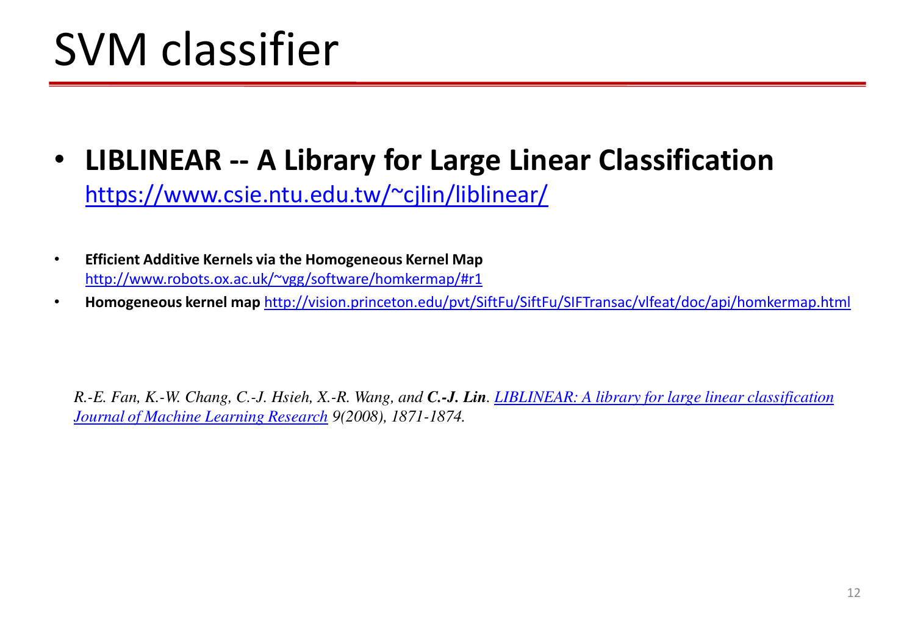# SVM classifier

- **LIBLINEAR -- A Library for Large Linear Classification**
  [https://www.csie.ntu.edu.tw/~cjlin/liblinear/](https://www.csie.ntu.edu.tw/~cjlin/liblinear/)

- **Efficient Additive Kernels via the Homogeneous Kernel Map**
  [http://www.robots.ox.ac.uk/~vgg/software/homkermap/#r1](http://www.robots.ox.ac.uk/~vgg/software/homkermap/#r1)
- **Homogeneous kernel map** [http://vision.princeton.edu/pvt/SiftFu/SiftFu/SIFTransac/vlfeat/doc/api/homkermap.html](http://vision.princeton.edu/pvt/SiftFu/SiftFu/SIFTransac/vlfeat/doc/api/homkermap.html)

*R.-E. Fan, K.-W. Chang, C.-J. Hsieh, X.-R. Wang, and **C.-J. Lin**. LIBLINEAR: A library for large linear classification Journal of Machine Learning Research 9(2008), 1871-1874.*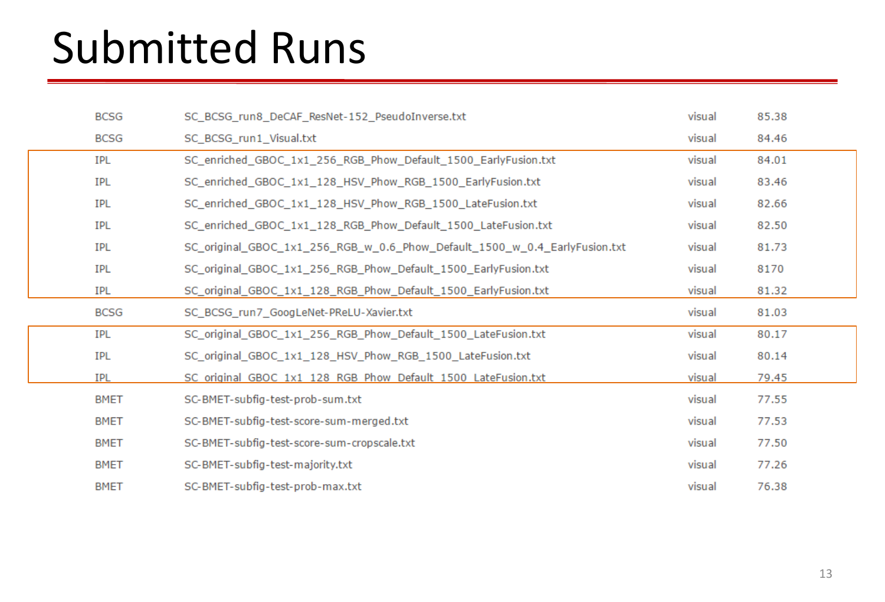# Submitted Runs

| | | | |
|---|---|---|---|
| BCSG | SC_BCSG_run8_DeCAF_ResNet-152_PseudoInverse.txt | visual | 85.38 |
| BCSG | SC_BCSG_run1_Visual.txt | visual | 84.46 |
| IPL | SC_enriched_GBOC_1x1_256_RGB_Phow_Default_1500_EarlyFusion.txt | visual | 84.01 |
| IPL | SC_enriched_GBOC_1x1_128_HSV_Phow_RGB_1500_EarlyFusion.txt | visual | 83.46 |
| IPL | SC_enriched_GBOC_1x1_128_HSV_Phow_RGB_1500_LateFusion.txt | visual | 82.66 |
| IPL | SC_enriched_GBOC_1x1_128_RGB_Phow_Default_1500_LateFusion.txt | visual | 82.50 |
| IPL | SC_original_GBOC_1x1_256_RGB_w_0.6_Phow_Default_1500_w_0.4_EarlyFusion.txt | visual | 81.73 |
| IPL | SC_original_GBOC_1x1_256_RGB_Phow_Default_1500_EarlyFusion.txt | visual | 8170 |
| IPL | SC_original_GBOC_1x1_128_RGB_Phow_Default_1500_EarlyFusion.txt | visual | 81.32 |
| BCSG | SC_BCSG_run7_GoogLeNet-PReLU-Xavier.txt | visual | 81.03 |
| IPL | SC_original_GBOC_1x1_256_RGB_Phow_Default_1500_LateFusion.txt | visual | 80.17 |
| IPL | SC_original_GBOC_1x1_128_HSV_Phow_RGB_1500_LateFusion.txt | visual | 80.14 |
| IPL | SC_original_GBOC_1x1_128_RGB_Phow_Default_1500_LateFusion.txt | visual | 79.45 |
| BMET | SC-BMET-subfig-test-prob-sum.txt | visual | 77.55 |
| BMET | SC-BMET-subfig-test-score-sum-merged.txt | visual | 77.53 |
| BMET | SC-BMET-subfig-test-score-sum-cropscale.txt | visual | 77.50 |
| BMET | SC-BMET-subfig-test-majority.txt | visual | 77.26 |
| BMET | SC-BMET-subfig-test-prob-max.txt | visual | 76.38 |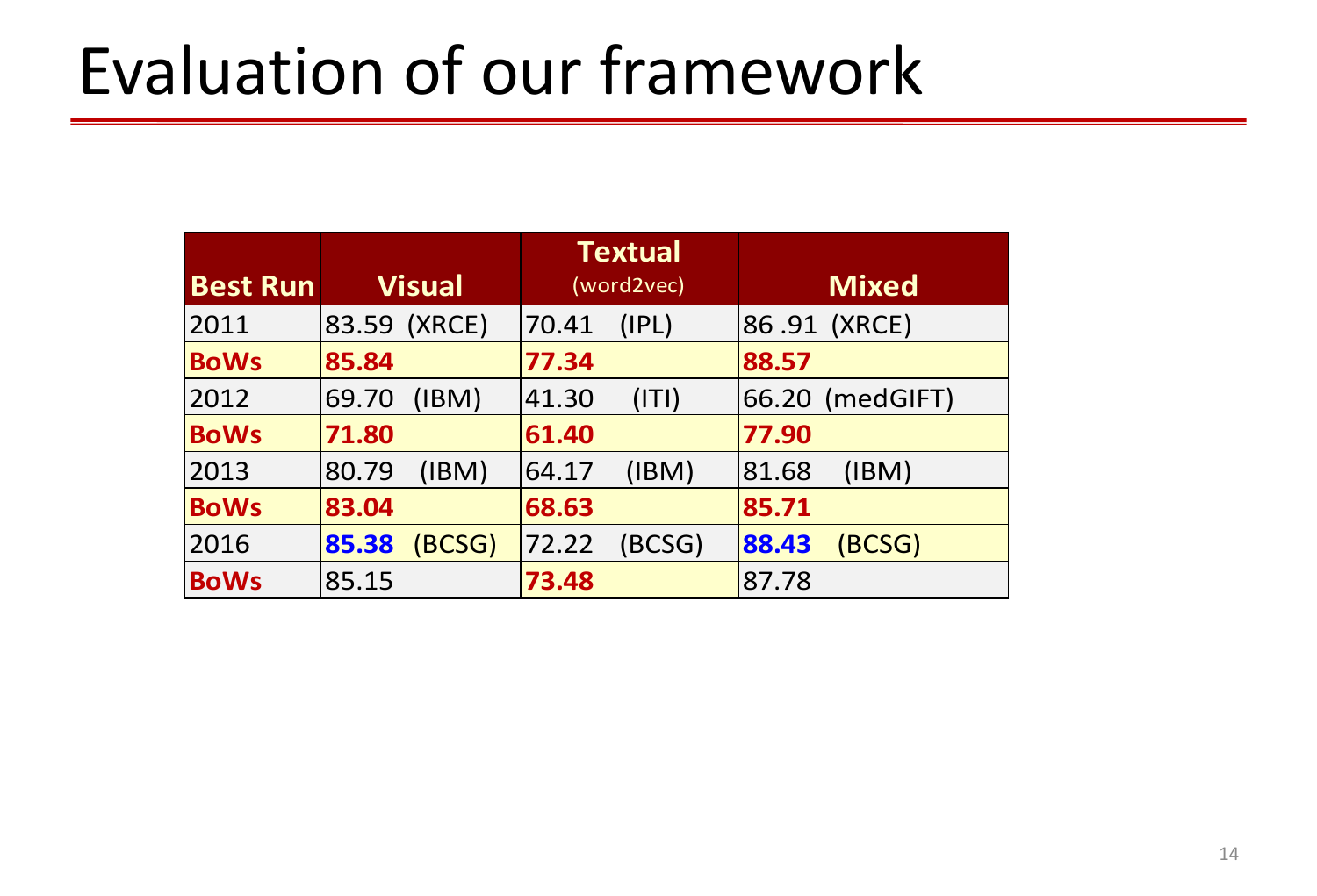# Evaluation of our framework

| Best Run | Visual | Textual (word2vec) | Mixed |
|---|---|---|---|
| 2011 | 83.59 (XRCE) | 70.41 (IPL) | 86 .91 (XRCE) |
| **BoWs** | **85.84** | **77.34** | **88.57** |
| 2012 | 69.70 (IBM) | 41.30 (ITI) | 66.20 (medGIFT) |
| **BoWs** | **71.80** | **61.40** | **77.90** |
| 2013 | 80.79 (IBM) | 64.17 (IBM) | 81.68 (IBM) |
| **BoWs** | **83.04** | **68.63** | **85.71** |
| 2016 | **85.38** (BCSG) | 72.22 (BCSG) | **88.43** (BCSG) |
| **BoWs** | 85.15 | **73.48** | 87.78 |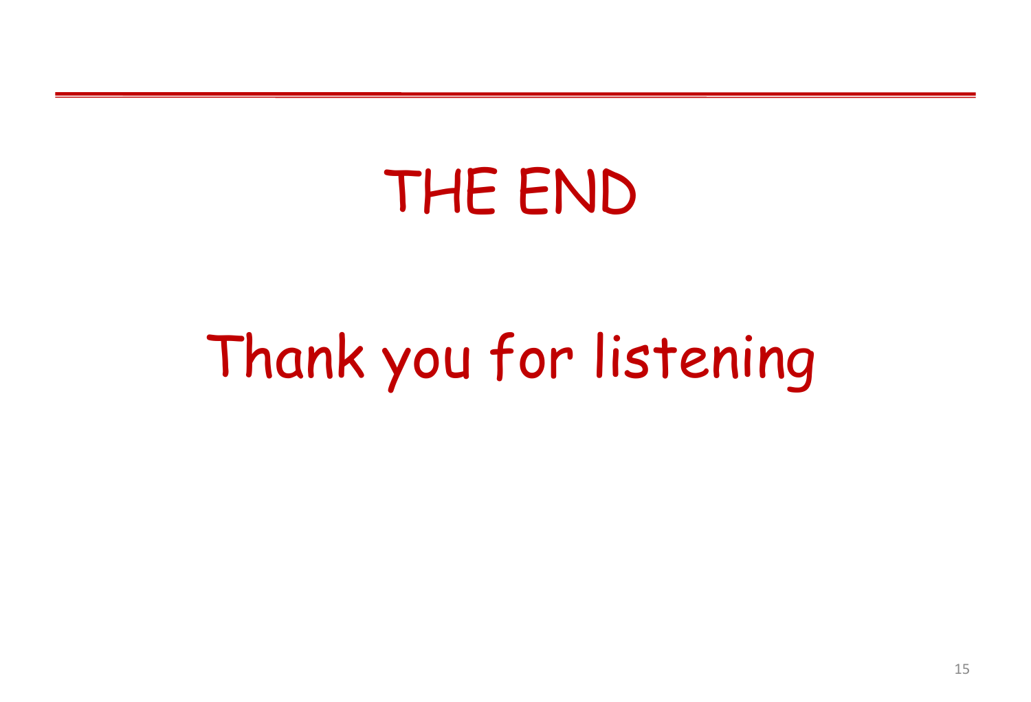# THE END

# Thank you for listening